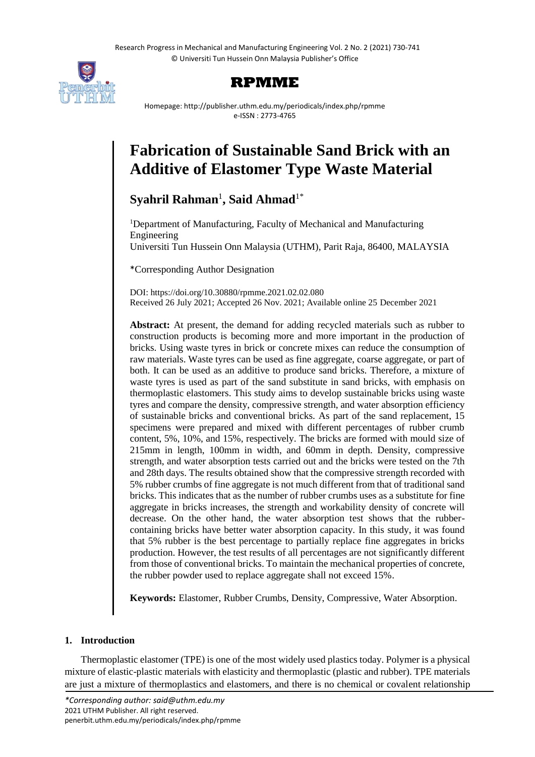# RPMME

Homepage: http://publisher.uthm.edu.my/periodicals/index.php/rpmme
e-ISSN : 2773-4765

# Fabrication of Sustainable Sand Brick with an Additive of Elastomer Type Waste Material

**Syahril Rahman**[1], **Said Ahmad**[1*]

[1]Department of Manufacturing, Faculty of Mechanical and Manufacturing Engineering
Universiti Tun Hussein Onn Malaysia (UTHM), Parit Raja, 86400, MALAYSIA

*Corresponding Author Designation

DOI: https://doi.org/10.30880/rpmme.2021.02.02.080
Received 26 July 2021; Accepted 26 Nov. 2021; Available online 25 December 2021

**Abstract:** At present, the demand for adding recycled materials such as rubber to construction products is becoming more and more important in the production of bricks. Using waste tyres in brick or concrete mixes can reduce the consumption of raw materials. Waste tyres can be used as fine aggregate, coarse aggregate, or part of both. It can be used as an additive to produce sand bricks. Therefore, a mixture of waste tyres is used as part of the sand substitute in sand bricks, with emphasis on thermoplastic elastomers. This study aims to develop sustainable bricks using waste tyres and compare the density, compressive strength, and water absorption efficiency of sustainable bricks and conventional bricks. As part of the sand replacement, 15 specimens were prepared and mixed with different percentages of rubber crumb content, 5%, 10%, and 15%, respectively. The bricks are formed with mould size of 215mm in length, 100mm in width, and 60mm in depth. Density, compressive strength, and water absorption tests carried out and the bricks were tested on the 7th and 28th days. The results obtained show that the compressive strength recorded with 5% rubber crumbs of fine aggregate is not much different from that of traditional sand bricks. This indicates that as the number of rubber crumbs uses as a substitute for fine aggregate in bricks increases, the strength and workability density of concrete will decrease. On the other hand, the water absorption test shows that the rubber-containing bricks have better water absorption capacity. In this study, it was found that 5% rubber is the best percentage to partially replace fine aggregates in bricks production. However, the test results of all percentages are not significantly different from those of conventional bricks. To maintain the mechanical properties of concrete, the rubber powder used to replace aggregate shall not exceed 15%.

**Keywords:** Elastomer, Rubber Crumbs, Density, Compressive, Water Absorption.

## 1. Introduction

Thermoplastic elastomer (TPE) is one of the most widely used plastics today. Polymer is a physical mixture of elastic-plastic materials with elasticity and thermoplastic (plastic and rubber). TPE materials are just a mixture of thermoplastics and elastomers, and there is no chemical or covalent relationship

*Corresponding author: said@uthm.edu.my
2021 UTHM Publisher. All right reserved.
penerbit.uthm.edu.my/periodicals/index.php/rpmme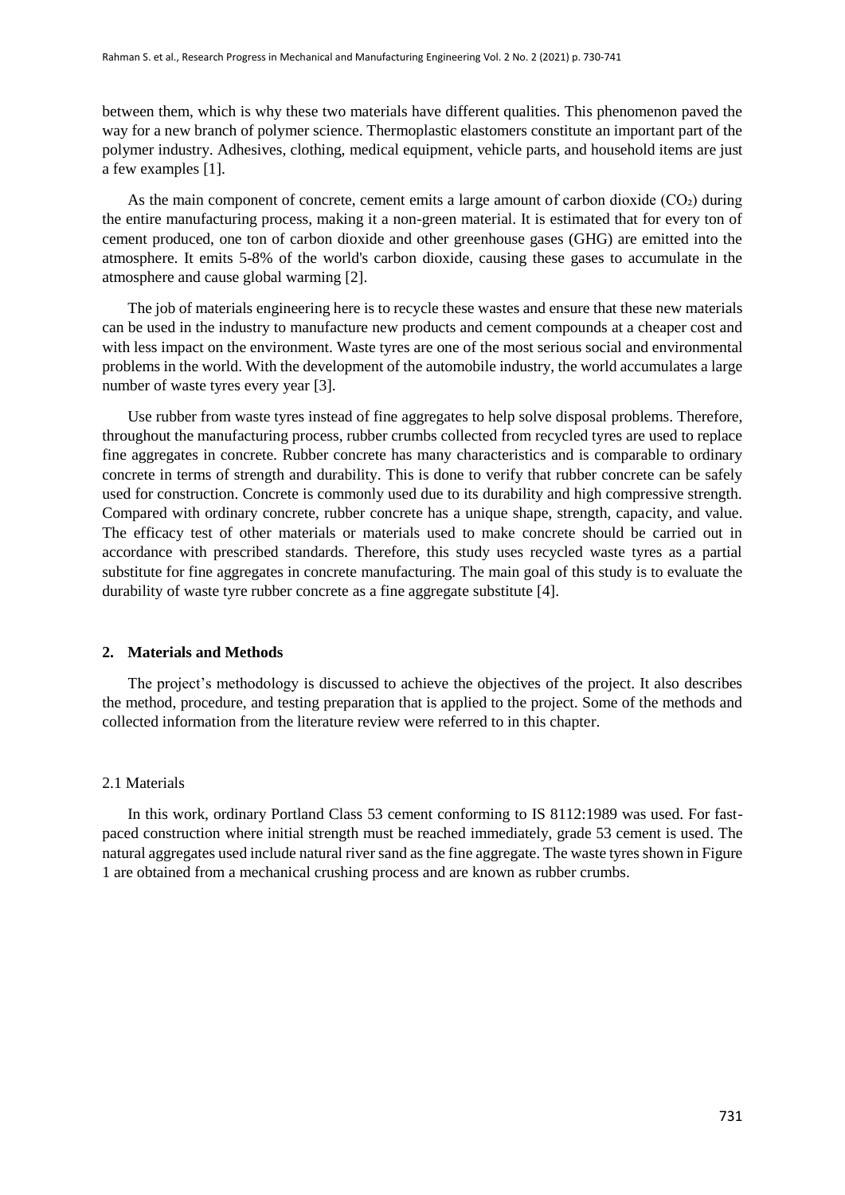between them, which is why these two materials have different qualities. This phenomenon paved the way for a new branch of polymer science. Thermoplastic elastomers constitute an important part of the polymer industry. Adhesives, clothing, medical equipment, vehicle parts, and household items are just a few examples [1].

As the main component of concrete, cement emits a large amount of carbon dioxide ($CO_2$) during the entire manufacturing process, making it a non-green material. It is estimated that for every ton of cement produced, one ton of carbon dioxide and other greenhouse gases (GHG) are emitted into the atmosphere. It emits 5-8% of the world's carbon dioxide, causing these gases to accumulate in the atmosphere and cause global warming [2].

The job of materials engineering here is to recycle these wastes and ensure that these new materials can be used in the industry to manufacture new products and cement compounds at a cheaper cost and with less impact on the environment. Waste tyres are one of the most serious social and environmental problems in the world. With the development of the automobile industry, the world accumulates a large number of waste tyres every year [3].

Use rubber from waste tyres instead of fine aggregates to help solve disposal problems. Therefore, throughout the manufacturing process, rubber crumbs collected from recycled tyres are used to replace fine aggregates in concrete. Rubber concrete has many characteristics and is comparable to ordinary concrete in terms of strength and durability. This is done to verify that rubber concrete can be safely used for construction. Concrete is commonly used due to its durability and high compressive strength. Compared with ordinary concrete, rubber concrete has a unique shape, strength, capacity, and value. The efficacy test of other materials or materials used to make concrete should be carried out in accordance with prescribed standards. Therefore, this study uses recycled waste tyres as a partial substitute for fine aggregates in concrete manufacturing. The main goal of this study is to evaluate the durability of waste tyre rubber concrete as a fine aggregate substitute [4].

## 2. Materials and Methods

The project's methodology is discussed to achieve the objectives of the project. It also describes the method, procedure, and testing preparation that is applied to the project. Some of the methods and collected information from the literature review were referred to in this chapter.

### 2.1 Materials

In this work, ordinary Portland Class 53 cement conforming to IS 8112:1989 was used. For fast-paced construction where initial strength must be reached immediately, grade 53 cement is used. The natural aggregates used include natural river sand as the fine aggregate. The waste tyres shown in Figure 1 are obtained from a mechanical crushing process and are known as rubber crumbs.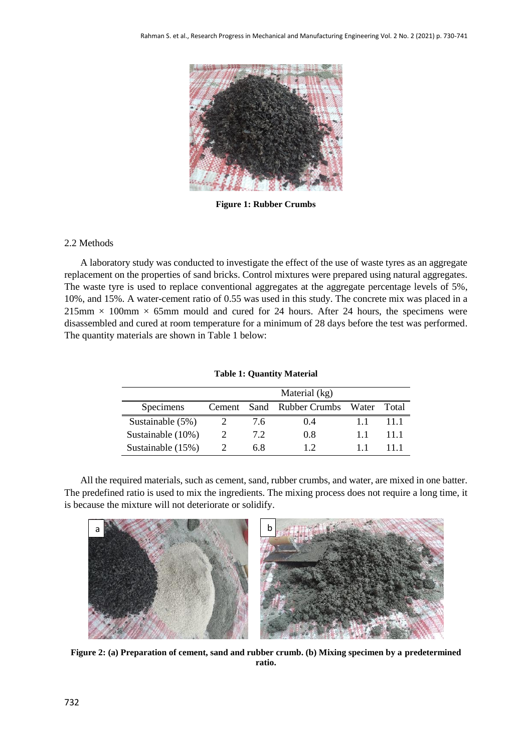**Figure 1: Rubber Crumbs**

## 2.2 Methods

A laboratory study was conducted to investigate the effect of the use of waste tyres as an aggregate replacement on the properties of sand bricks. Control mixtures were prepared using natural aggregates. The waste tyre is used to replace conventional aggregates at the aggregate percentage levels of 5%, 10%, and 15%. A water-cement ratio of 0.55 was used in this study. The concrete mix was placed in a 215mm × 100mm × 65mm mould and cured for 24 hours. After 24 hours, the specimens were disassembled and cured at room temperature for a minimum of 28 days before the test was performed. The quantity materials are shown in Table 1 below:

**Table 1: Quantity Material**

| | Material (kg) | | | | |
|---|---|---|---|---|---|
| Specimens | Cement | Sand | Rubber Crumbs | Water | Total |
| Sustainable (5%) | 2 | 7.6 | 0.4 | 1.1 | 11.1 |
| Sustainable (10%) | 2 | 7.2 | 0.8 | 1.1 | 11.1 |
| Sustainable (15%) | 2 | 6.8 | 1.2 | 1.1 | 11.1 |

All the required materials, such as cement, sand, rubber crumbs, and water, are mixed in one batter. The predefined ratio is used to mix the ingredients. The mixing process does not require a long time, it is because the mixture will not deteriorate or solidify.

**Figure 2: (a) Preparation of cement, sand and rubber crumb. (b) Mixing specimen by a predetermined ratio.**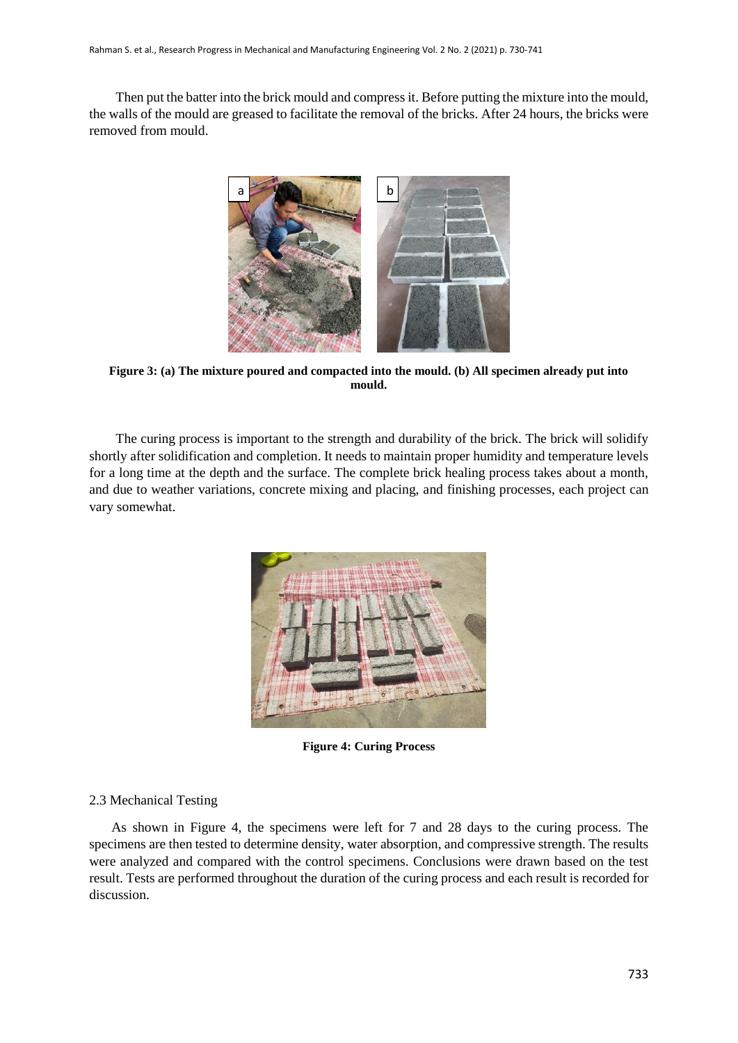Then put the batter into the brick mould and compress it. Before putting the mixture into the mould, the walls of the mould are greased to facilitate the removal of the bricks. After 24 hours, the bricks were removed from mould.

**Figure 3: (a) The mixture poured and compacted into the mould. (b) All specimen already put into mould.**

The curing process is important to the strength and durability of the brick. The brick will solidify shortly after solidification and completion. It needs to maintain proper humidity and temperature levels for a long time at the depth and the surface. The complete brick healing process takes about a month, and due to weather variations, concrete mixing and placing, and finishing processes, each project can vary somewhat.

**Figure 4: Curing Process**

### 2.3 Mechanical Testing

As shown in Figure 4, the specimens were left for 7 and 28 days to the curing process. The specimens are then tested to determine density, water absorption, and compressive strength. The results were analyzed and compared with the control specimens. Conclusions were drawn based on the test result. Tests are performed throughout the duration of the curing process and each result is recorded for discussion.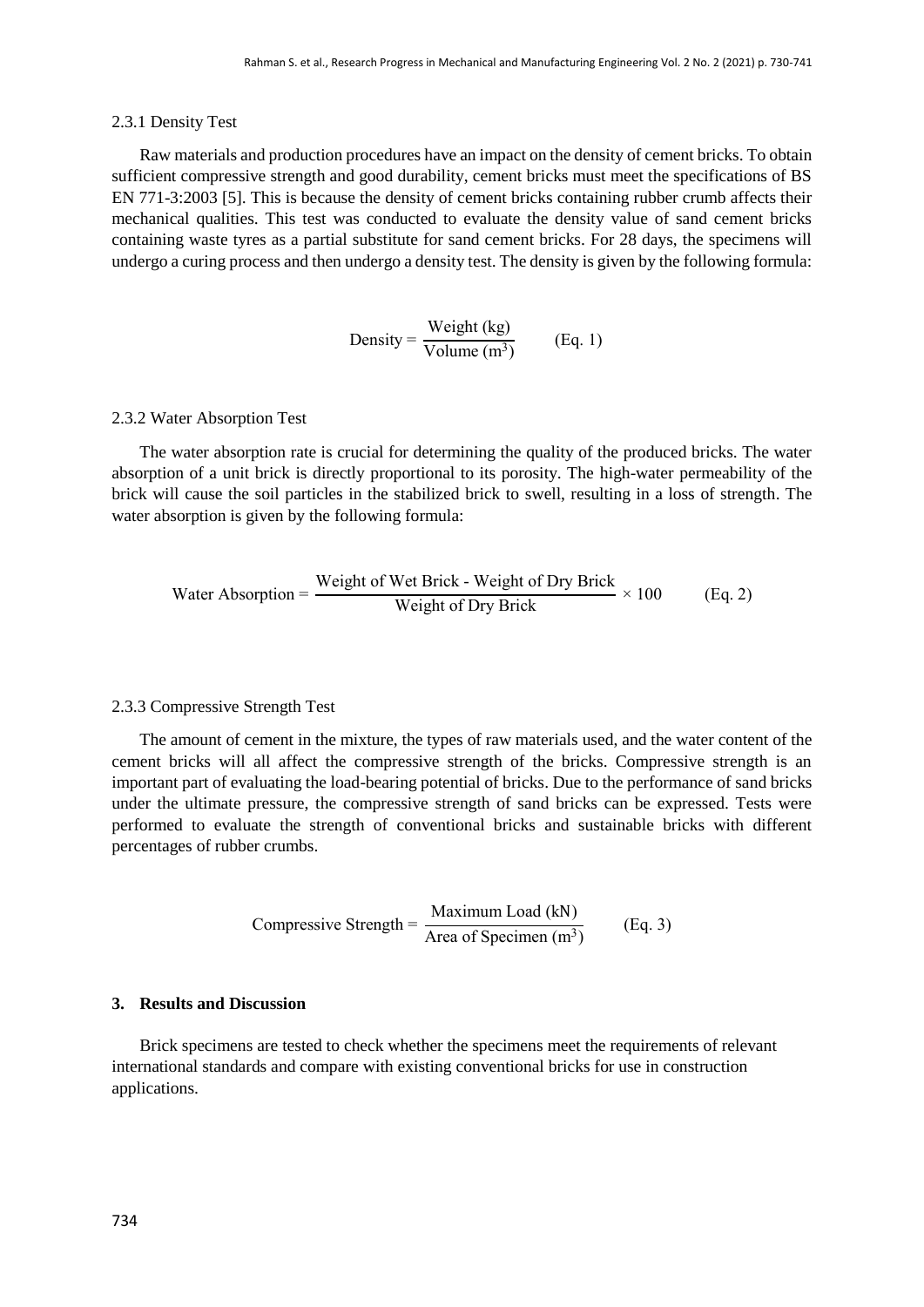### 2.3.1 Density Test

Raw materials and production procedures have an impact on the density of cement bricks. To obtain sufficient compressive strength and good durability, cement bricks must meet the specifications of BS EN 771-3:2003 [5]. This is because the density of cement bricks containing rubber crumb affects their mechanical qualities. This test was conducted to evaluate the density value of sand cement bricks containing waste tyres as a partial substitute for sand cement bricks. For 28 days, the specimens will undergo a curing process and then undergo a density test. The density is given by the following formula:

$$\text{Density} = \frac{\text{Weight (kg)}}{\text{Volume (m}^3\text{)}} \qquad \text{(Eq. 1)}$$

### 2.3.2 Water Absorption Test

The water absorption rate is crucial for determining the quality of the produced bricks. The water absorption of a unit brick is directly proportional to its porosity. The high-water permeability of the brick will cause the soil particles in the stabilized brick to swell, resulting in a loss of strength. The water absorption is given by the following formula:

$$\text{Water Absorption} = \frac{\text{Weight of Wet Brick - Weight of Dry Brick}}{\text{Weight of Dry Brick}} \times 100 \qquad \text{(Eq. 2)}$$

### 2.3.3 Compressive Strength Test

The amount of cement in the mixture, the types of raw materials used, and the water content of the cement bricks will all affect the compressive strength of the bricks. Compressive strength is an important part of evaluating the load-bearing potential of bricks. Due to the performance of sand bricks under the ultimate pressure, the compressive strength of sand bricks can be expressed. Tests were performed to evaluate the strength of conventional bricks and sustainable bricks with different percentages of rubber crumbs.

$$\text{Compressive Strength} = \frac{\text{Maximum Load (kN)}}{\text{Area of Specimen (m}^3\text{)}} \qquad \text{(Eq. 3)}$$

## 3. Results and Discussion

Brick specimens are tested to check whether the specimens meet the requirements of relevant international standards and compare with existing conventional bricks for use in construction applications.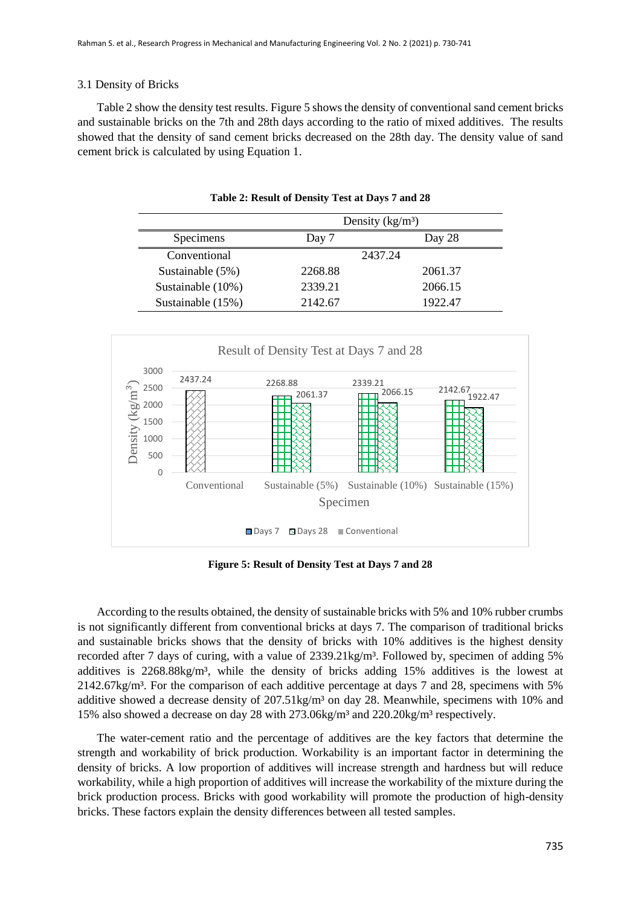### 3.1 Density of Bricks

Table 2 show the density test results. Figure 5 shows the density of conventional sand cement bricks and sustainable bricks on the 7th and 28th days according to the ratio of mixed additives. The results showed that the density of sand cement bricks decreased on the 28th day. The density value of sand cement brick is calculated by using Equation 1.

**Table 2: Result of Density Test at Days 7 and 28**

| | Density (kg/m³) | |
|---|---|---|
| Specimens | Day 7 | Day 28 |
| Conventional | 2437.24 | |
| Sustainable (5%) | 2268.88 | 2061.37 |
| Sustainable (10%) | 2339.21 | 2066.15 |
| Sustainable (15%) | 2142.67 | 1922.47 |

**Figure 5: Result of Density Test at Days 7 and 28**

According to the results obtained, the density of sustainable bricks with 5% and 10% rubber crumbs is not significantly different from conventional bricks at days 7. The comparison of traditional bricks and sustainable bricks shows that the density of bricks with 10% additives is the highest density recorded after 7 days of curing, with a value of 2339.21kg/m³. Followed by, specimen of adding 5% additives is 2268.88kg/m³, while the density of bricks adding 15% additives is the lowest at 2142.67kg/m³. For the comparison of each additive percentage at days 7 and 28, specimens with 5% additive showed a decrease density of 207.51kg/m³ on day 28. Meanwhile, specimens with 10% and 15% also showed a decrease on day 28 with 273.06kg/m³ and 220.20kg/m³ respectively.

The water-cement ratio and the percentage of additives are the key factors that determine the strength and workability of brick production. Workability is an important factor in determining the density of bricks. A low proportion of additives will increase strength and hardness but will reduce workability, while a high proportion of additives will increase the workability of the mixture during the brick production process. Bricks with good workability will promote the production of high-density bricks. These factors explain the density differences between all tested samples.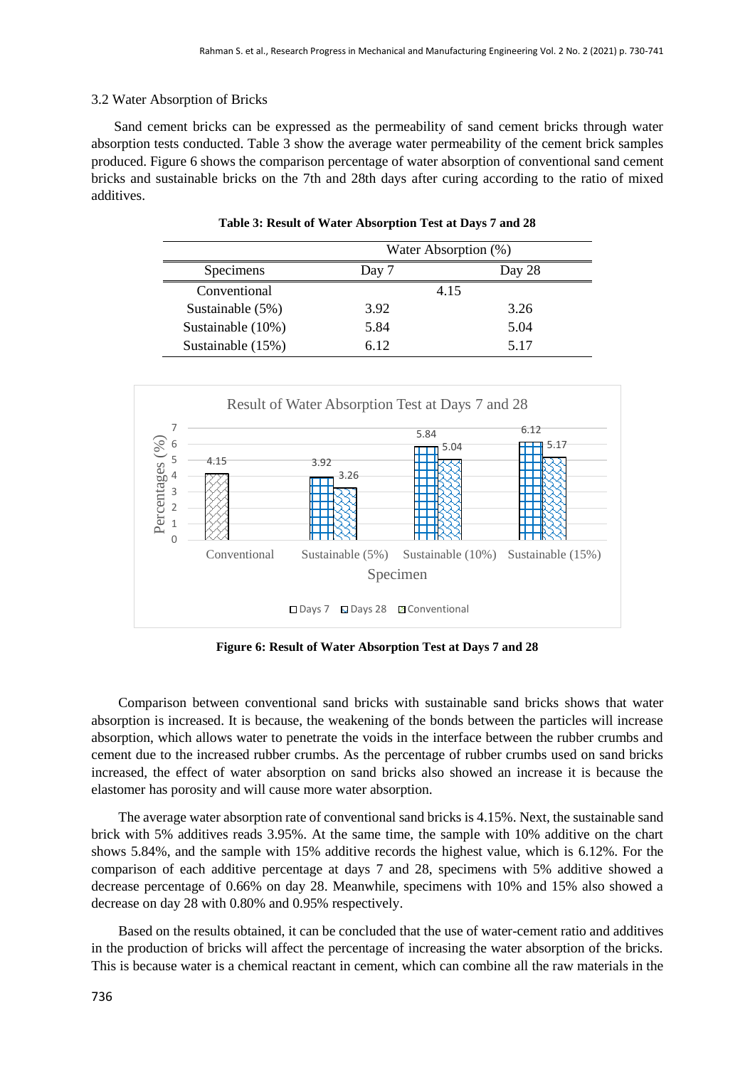### 3.2 Water Absorption of Bricks

Sand cement bricks can be expressed as the permeability of sand cement bricks through water absorption tests conducted. Table 3 show the average water permeability of the cement brick samples produced. Figure 6 shows the comparison percentage of water absorption of conventional sand cement bricks and sustainable bricks on the 7th and 28th days after curing according to the ratio of mixed additives.

**Table 3: Result of Water Absorption Test at Days 7 and 28**

| | Water Absorption (%) | |
|---|---|---|
| Specimens | Day 7 | Day 28 |
| Conventional | 4.15 | |
| Sustainable (5%) | 3.92 | 3.26 |
| Sustainable (10%) | 5.84 | 5.04 |
| Sustainable (15%) | 6.12 | 5.17 |

**Figure 6: Result of Water Absorption Test at Days 7 and 28**

Comparison between conventional sand bricks with sustainable sand bricks shows that water absorption is increased. It is because, the weakening of the bonds between the particles will increase absorption, which allows water to penetrate the voids in the interface between the rubber crumbs and cement due to the increased rubber crumbs. As the percentage of rubber crumbs used on sand bricks increased, the effect of water absorption on sand bricks also showed an increase it is because the elastomer has porosity and will cause more water absorption.

The average water absorption rate of conventional sand bricks is 4.15%. Next, the sustainable sand brick with 5% additives reads 3.95%. At the same time, the sample with 10% additive on the chart shows 5.84%, and the sample with 15% additive records the highest value, which is 6.12%. For the comparison of each additive percentage at days 7 and 28, specimens with 5% additive showed a decrease percentage of 0.66% on day 28. Meanwhile, specimens with 10% and 15% also showed a decrease on day 28 with 0.80% and 0.95% respectively.

Based on the results obtained, it can be concluded that the use of water-cement ratio and additives in the production of bricks will affect the percentage of increasing the water absorption of the bricks. This is because water is a chemical reactant in cement, which can combine all the raw materials in the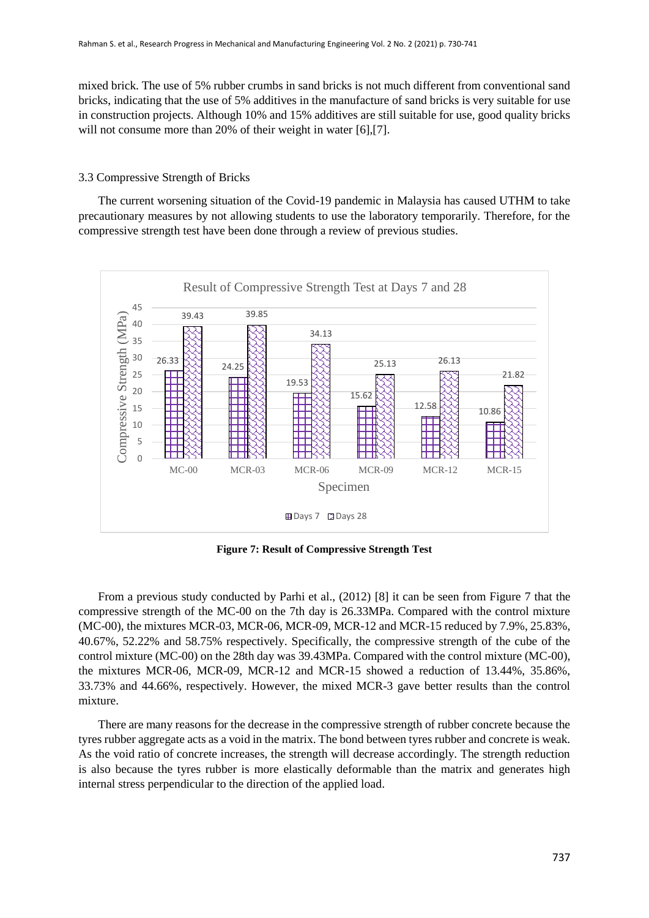mixed brick. The use of 5% rubber crumbs in sand bricks is not much different from conventional sand bricks, indicating that the use of 5% additives in the manufacture of sand bricks is very suitable for use in construction projects. Although 10% and 15% additives are still suitable for use, good quality bricks will not consume more than 20% of their weight in water [6],[7].

### 3.3 Compressive Strength of Bricks

The current worsening situation of the Covid-19 pandemic in Malaysia has caused UTHM to take precautionary measures by not allowing students to use the laboratory temporarily. Therefore, for the compressive strength test have been done through a review of previous studies.

**Figure 7: Result of Compressive Strength Test**

From a previous study conducted by Parhi et al., (2012) [8] it can be seen from Figure 7 that the compressive strength of the MC-00 on the 7th day is 26.33MPa. Compared with the control mixture (MC-00), the mixtures MCR-03, MCR-06, MCR-09, MCR-12 and MCR-15 reduced by 7.9%, 25.83%, 40.67%, 52.22% and 58.75% respectively. Specifically, the compressive strength of the cube of the control mixture (MC-00) on the 28th day was 39.43MPa. Compared with the control mixture (MC-00), the mixtures MCR-06, MCR-09, MCR-12 and MCR-15 showed a reduction of 13.44%, 35.86%, 33.73% and 44.66%, respectively. However, the mixed MCR-3 gave better results than the control mixture.

There are many reasons for the decrease in the compressive strength of rubber concrete because the tyres rubber aggregate acts as a void in the matrix. The bond between tyres rubber and concrete is weak. As the void ratio of concrete increases, the strength will decrease accordingly. The strength reduction is also because the tyres rubber is more elastically deformable than the matrix and generates high internal stress perpendicular to the direction of the applied load.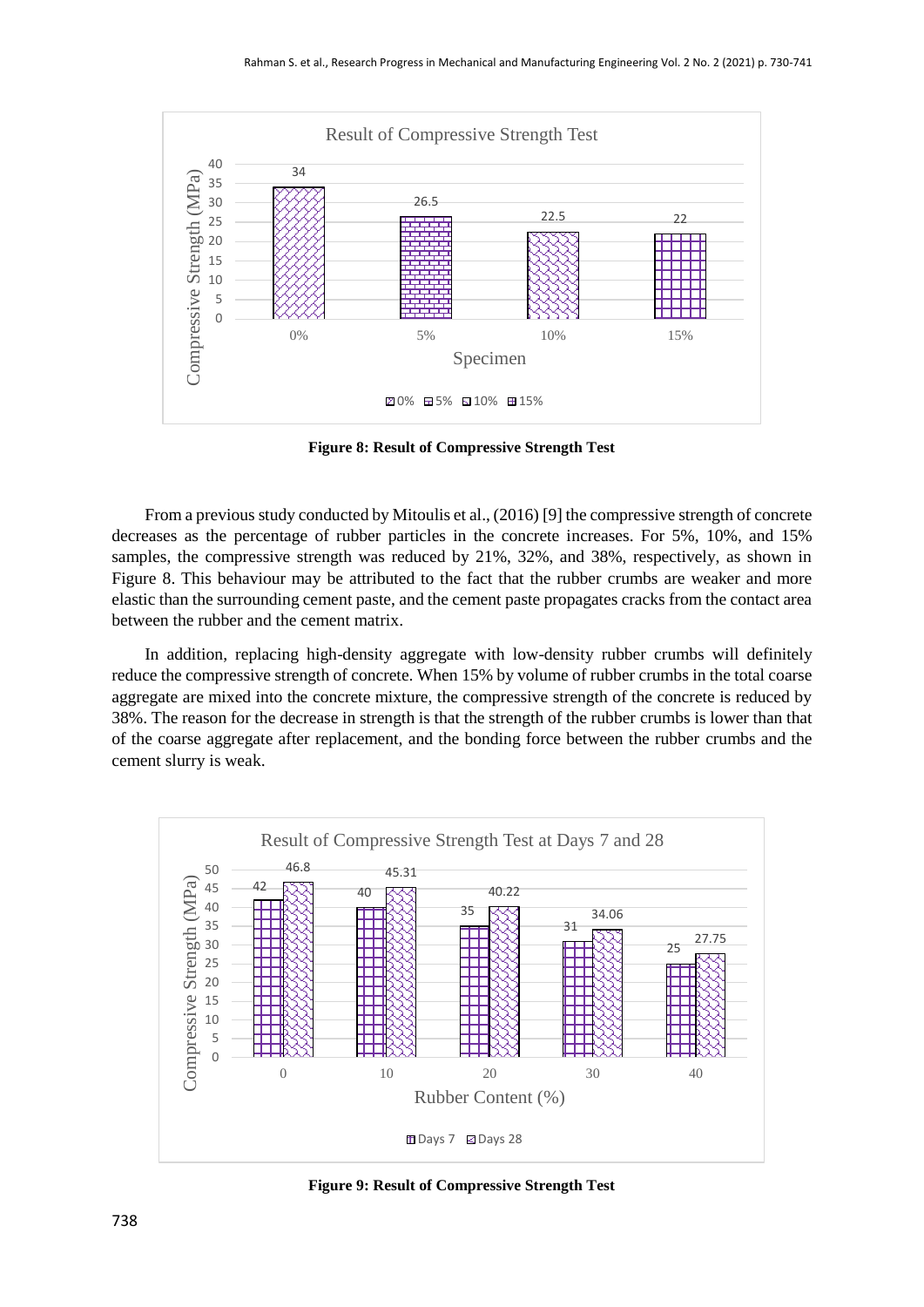**Figure 8: Result of Compressive Strength Test**

From a previous study conducted by Mitoulis et al., (2016) [9] the compressive strength of concrete decreases as the percentage of rubber particles in the concrete increases. For 5%, 10%, and 15% samples, the compressive strength was reduced by 21%, 32%, and 38%, respectively, as shown in Figure 8. This behaviour may be attributed to the fact that the rubber crumbs are weaker and more elastic than the surrounding cement paste, and the cement paste propagates cracks from the contact area between the rubber and the cement matrix.

In addition, replacing high-density aggregate with low-density rubber crumbs will definitely reduce the compressive strength of concrete. When 15% by volume of rubber crumbs in the total coarse aggregate are mixed into the concrete mixture, the compressive strength of the concrete is reduced by 38%. The reason for the decrease in strength is that the strength of the rubber crumbs is lower than that of the coarse aggregate after replacement, and the bonding force between the rubber crumbs and the cement slurry is weak.

**Figure 9: Result of Compressive Strength Test**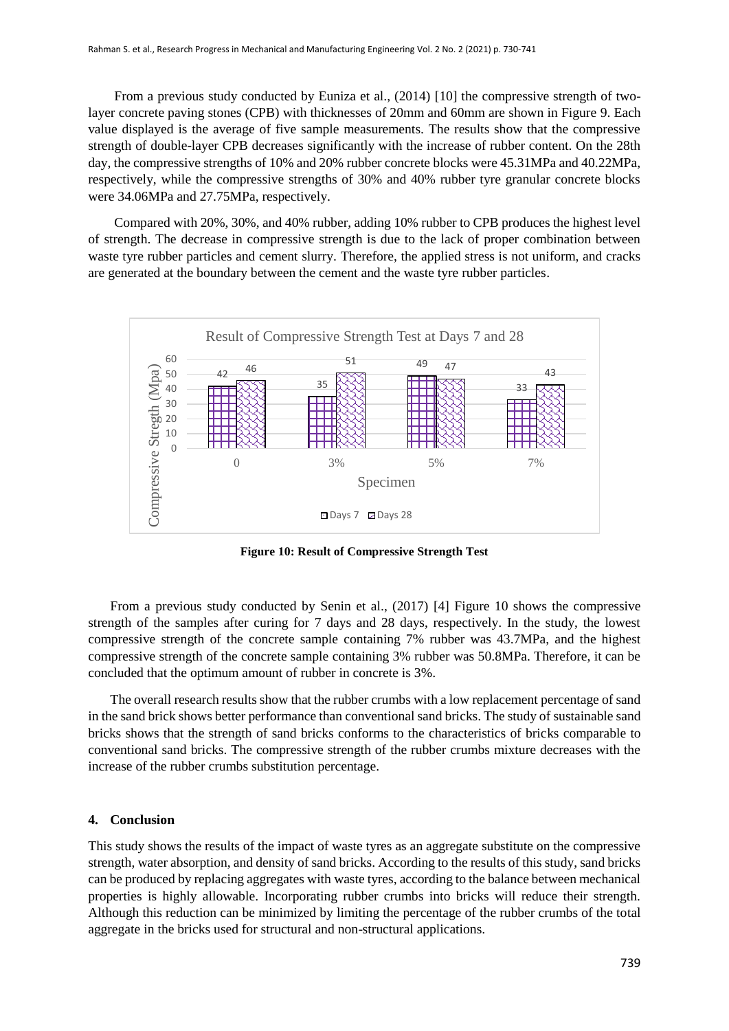From a previous study conducted by Euniza et al., (2014) [10] the compressive strength of two-layer concrete paving stones (CPB) with thicknesses of 20mm and 60mm are shown in Figure 9. Each value displayed is the average of five sample measurements. The results show that the compressive strength of double-layer CPB decreases significantly with the increase of rubber content. On the 28th day, the compressive strengths of 10% and 20% rubber concrete blocks were 45.31MPa and 40.22MPa, respectively, while the compressive strengths of 30% and 40% rubber tyre granular concrete blocks were 34.06MPa and 27.75MPa, respectively.

Compared with 20%, 30%, and 40% rubber, adding 10% rubber to CPB produces the highest level of strength. The decrease in compressive strength is due to the lack of proper combination between waste tyre rubber particles and cement slurry. Therefore, the applied stress is not uniform, and cracks are generated at the boundary between the cement and the waste tyre rubber particles.

**Figure 10: Result of Compressive Strength Test**

From a previous study conducted by Senin et al., (2017) [4] Figure 10 shows the compressive strength of the samples after curing for 7 days and 28 days, respectively. In the study, the lowest compressive strength of the concrete sample containing 7% rubber was 43.7MPa, and the highest compressive strength of the concrete sample containing 3% rubber was 50.8MPa. Therefore, it can be concluded that the optimum amount of rubber in concrete is 3%.

The overall research results show that the rubber crumbs with a low replacement percentage of sand in the sand brick shows better performance than conventional sand bricks. The study of sustainable sand bricks shows that the strength of sand bricks conforms to the characteristics of bricks comparable to conventional sand bricks. The compressive strength of the rubber crumbs mixture decreases with the increase of the rubber crumbs substitution percentage.

## 4. Conclusion

This study shows the results of the impact of waste tyres as an aggregate substitute on the compressive strength, water absorption, and density of sand bricks. According to the results of this study, sand bricks can be produced by replacing aggregates with waste tyres, according to the balance between mechanical properties is highly allowable. Incorporating rubber crumbs into bricks will reduce their strength. Although this reduction can be minimized by limiting the percentage of the rubber crumbs of the total aggregate in the bricks used for structural and non-structural applications.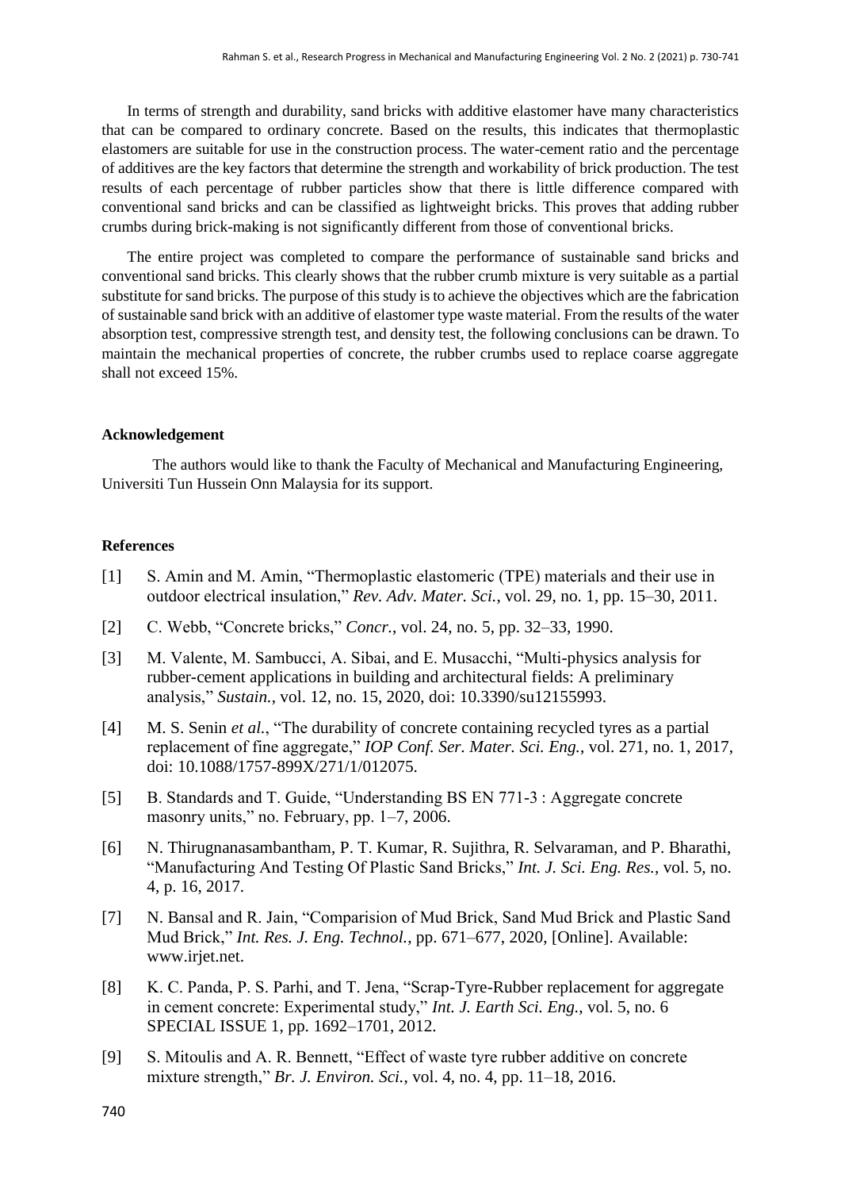In terms of strength and durability, sand bricks with additive elastomer have many characteristics that can be compared to ordinary concrete. Based on the results, this indicates that thermoplastic elastomers are suitable for use in the construction process. The water-cement ratio and the percentage of additives are the key factors that determine the strength and workability of brick production. The test results of each percentage of rubber particles show that there is little difference compared with conventional sand bricks and can be classified as lightweight bricks. This proves that adding rubber crumbs during brick-making is not significantly different from those of conventional bricks.

The entire project was completed to compare the performance of sustainable sand bricks and conventional sand bricks. This clearly shows that the rubber crumb mixture is very suitable as a partial substitute for sand bricks. The purpose of this study is to achieve the objectives which are the fabrication of sustainable sand brick with an additive of elastomer type waste material. From the results of the water absorption test, compressive strength test, and density test, the following conclusions can be drawn. To maintain the mechanical properties of concrete, the rubber crumbs used to replace coarse aggregate shall not exceed 15%.

### Acknowledgement

The authors would like to thank the Faculty of Mechanical and Manufacturing Engineering, Universiti Tun Hussein Onn Malaysia for its support.

### References

[1] S. Amin and M. Amin, "Thermoplastic elastomeric (TPE) materials and their use in outdoor electrical insulation," *Rev. Adv. Mater. Sci.*, vol. 29, no. 1, pp. 15–30, 2011.

[2] C. Webb, "Concrete bricks," *Concr.*, vol. 24, no. 5, pp. 32–33, 1990.

[3] M. Valente, M. Sambucci, A. Sibai, and E. Musacchi, "Multi-physics analysis for rubber-cement applications in building and architectural fields: A preliminary analysis," *Sustain.*, vol. 12, no. 15, 2020, doi: 10.3390/su12155993.

[4] M. S. Senin *et al.*, "The durability of concrete containing recycled tyres as a partial replacement of fine aggregate," *IOP Conf. Ser. Mater. Sci. Eng.*, vol. 271, no. 1, 2017, doi: 10.1088/1757-899X/271/1/012075.

[5] B. Standards and T. Guide, "Understanding BS EN 771-3 : Aggregate concrete masonry units," no. February, pp. 1–7, 2006.

[6] N. Thirugnanasambantham, P. T. Kumar, R. Sujithra, R. Selvaraman, and P. Bharathi, "Manufacturing And Testing Of Plastic Sand Bricks," *Int. J. Sci. Eng. Res.*, vol. 5, no. 4, p. 16, 2017.

[7] N. Bansal and R. Jain, "Comparision of Mud Brick, Sand Mud Brick and Plastic Sand Mud Brick," *Int. Res. J. Eng. Technol.*, pp. 671–677, 2020, [Online]. Available: www.irjet.net.

[8] K. C. Panda, P. S. Parhi, and T. Jena, "Scrap-Tyre-Rubber replacement for aggregate in cement concrete: Experimental study," *Int. J. Earth Sci. Eng.*, vol. 5, no. 6 SPECIAL ISSUE 1, pp. 1692–1701, 2012.

[9] S. Mitoulis and A. R. Bennett, "Effect of waste tyre rubber additive on concrete mixture strength," *Br. J. Environ. Sci.*, vol. 4, no. 4, pp. 11–18, 2016.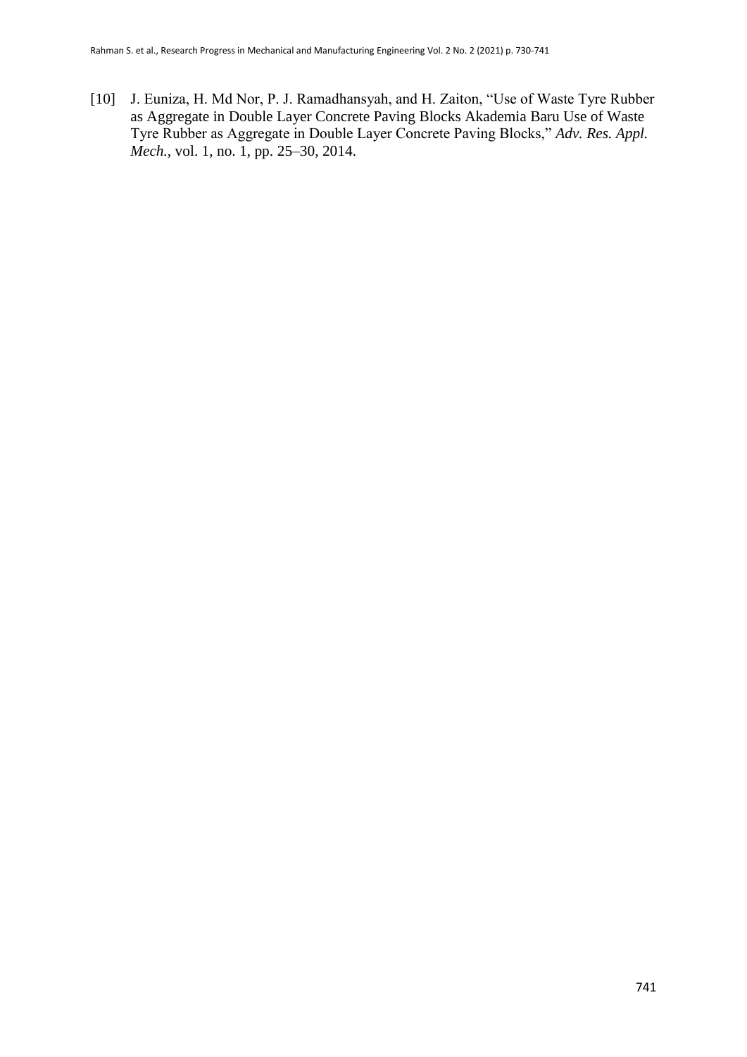[10] J. Euniza, H. Md Nor, P. J. Ramadhansyah, and H. Zaiton, "Use of Waste Tyre Rubber as Aggregate in Double Layer Concrete Paving Blocks Akademia Baru Use of Waste Tyre Rubber as Aggregate in Double Layer Concrete Paving Blocks," *Adv. Res. Appl. Mech.*, vol. 1, no. 1, pp. 25–30, 2014.